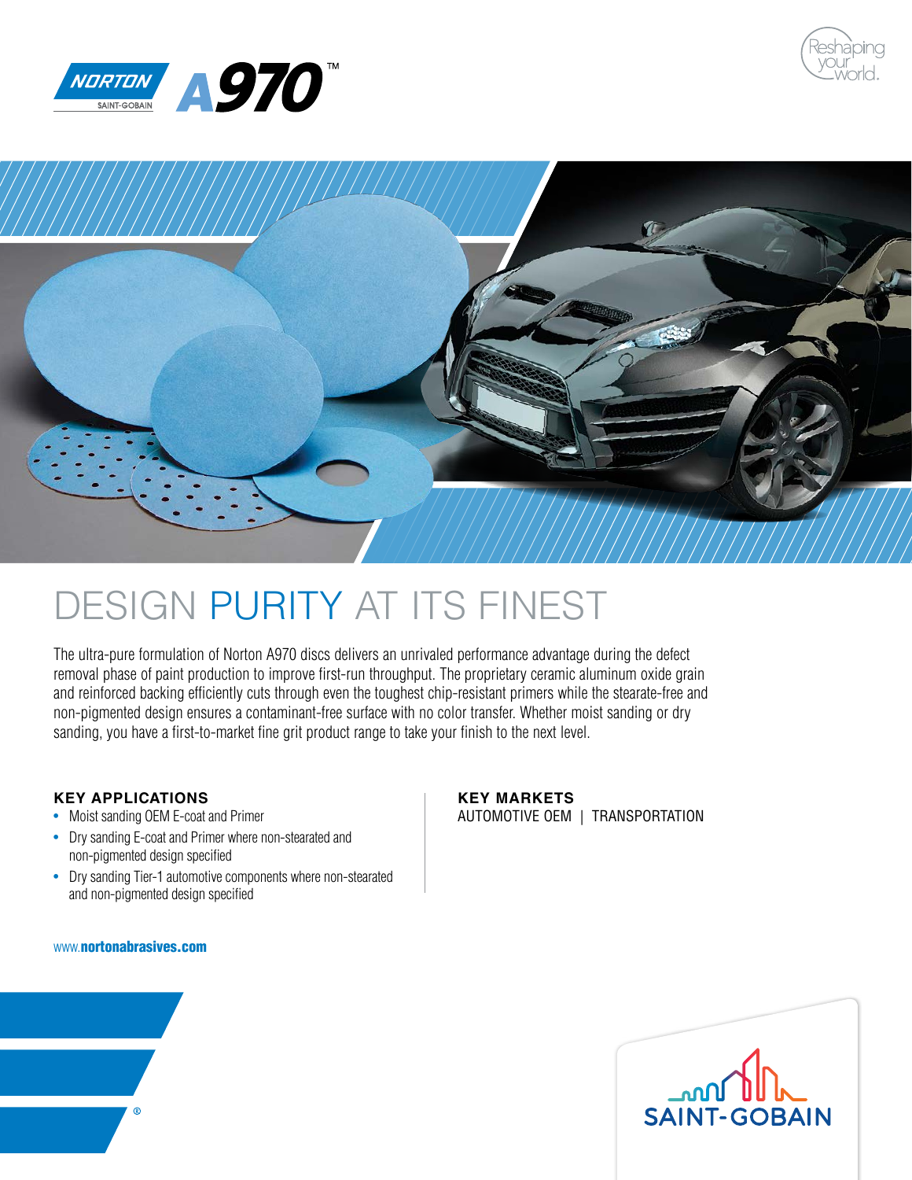NORTON SAINT-GOBAIN **A970™**

Reshaping your world.

# DESIGN PURITY AT ITS FINEST

The ultra-pure formulation of Norton A970 discs delivers an unrivaled performance advantage during the defect removal phase of paint production to improve first-run throughput. The proprietary ceramic aluminum oxide grain and reinforced backing efficiently cuts through even the toughest chip-resistant primers while the stearate-free and non-pigmented design ensures a contaminant-free surface with no color transfer. Whether moist sanding or dry sanding, you have a first-to-market fine grit product range to take your finish to the next level.

### KEY APPLICATIONS

- Moist sanding OEM E-coat and Primer
- Dry sanding E-coat and Primer where non-stearated and non-pigmented design specified
- Dry sanding Tier-1 automotive components where non-stearated and non-pigmented design specified

### KEY MARKETS

AUTOMOTIVE OEM | TRANSPORTATION

www.**nortonabrasives.com**

SAINT-GOBAIN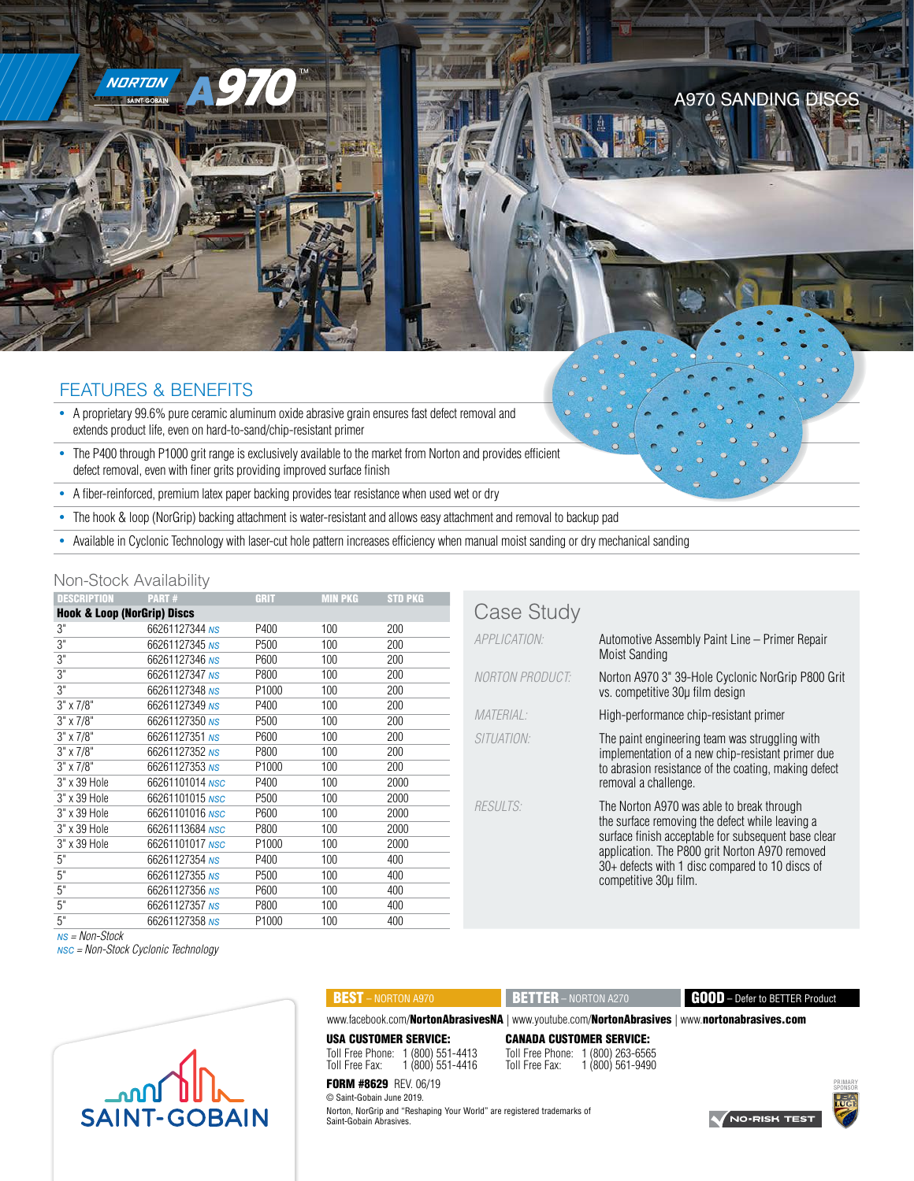NORTON SAINT-GOBAIN A970™

A970 SANDING DISCS

## FEATURES & BENEFITS

- A proprietary 99.6% pure ceramic aluminum oxide abrasive grain ensures fast defect removal and extends product life, even on hard-to-sand/chip-resistant primer
- The P400 through P1000 grit range is exclusively available to the market from Norton and provides efficient defect removal, even with finer grits providing improved surface finish
- A fiber-reinforced, premium latex paper backing provides tear resistance when used wet or dry
- The hook & loop (NorGrip) backing attachment is water-resistant and allows easy attachment and removal to backup pad
- Available in Cyclonic Technology with laser-cut hole pattern increases efficiency when manual moist sanding or dry mechanical sanding

## Non-Stock Availability

| DESCRIPTION | PART # | GRIT | MIN PKG | STD PKG |
|---|---|---|---|---|
| **Hook & Loop (NorGrip) Discs** | | | | |
| 3" | 66261127344 *NS* | P400 | 100 | 200 |
| 3" | 66261127345 *NS* | P500 | 100 | 200 |
| 3" | 66261127346 *NS* | P600 | 100 | 200 |
| 3" | 66261127347 *NS* | P800 | 100 | 200 |
| 3" | 66261127348 *NS* | P1000 | 100 | 200 |
| 3" x 7/8" | 66261127349 *NS* | P400 | 100 | 200 |
| 3" x 7/8" | 66261127350 *NS* | P500 | 100 | 200 |
| 3" x 7/8" | 66261127351 *NS* | P600 | 100 | 200 |
| 3" x 7/8" | 66261127352 *NS* | P800 | 100 | 200 |
| 3" x 7/8" | 66261127353 *NS* | P1000 | 100 | 200 |
| 3" x 39 Hole | 66261101014 *NSC* | P400 | 100 | 2000 |
| 3" x 39 Hole | 66261101015 *NSC* | P500 | 100 | 2000 |
| 3" x 39 Hole | 66261101016 *NSC* | P600 | 100 | 2000 |
| 3" x 39 Hole | 66261113684 *NSC* | P800 | 100 | 2000 |
| 3" x 39 Hole | 66261101017 *NSC* | P1000 | 100 | 2000 |
| 5" | 66261127354 *NS* | P400 | 100 | 400 |
| 5" | 66261127355 *NS* | P500 | 100 | 400 |
| 5" | 66261127356 *NS* | P600 | 100 | 400 |
| 5" | 66261127357 *NS* | P800 | 100 | 400 |
| 5" | 66261127358 *NS* | P1000 | 100 | 400 |

*NS = Non-Stock*
*NSC = Non-Stock Cyclonic Technology*

## Case Study

| | |
|---|---|
| *APPLICATION:* | Automotive Assembly Paint Line – Primer Repair Moist Sanding |
| *NORTON PRODUCT:* | Norton A970 3" 39-Hole Cyclonic NorGrip P800 Grit vs. competitive 30µ film design |
| *MATERIAL:* | High-performance chip-resistant primer |
| *SITUATION:* | The paint engineering team was struggling with implementation of a new chip-resistant primer due to abrasion resistance of the coating, making defect removal a challenge. |
| *RESULTS:* | The Norton A970 was able to break through the surface removing the defect while leaving a surface finish acceptable for subsequent base clear application. The P800 grit Norton A970 removed 30+ defects with 1 disc compared to 10 discs of competitive 30µ film. |

**BEST** – NORTON A970 | **BETTER** – NORTON A270 | **GOOD** – Defer to BETTER Product

www.facebook.com/**NortonAbrasivesNA** | www.youtube.com/**NortonAbrasives** | www.**nortonabrasives.com**

**USA CUSTOMER SERVICE:**
Toll Free Phone: 1 (800) 551-4413
Toll Free Fax: 1 (800) 551-4416

**CANADA CUSTOMER SERVICE:**
Toll Free Phone: 1 (800) 263-6565
Toll Free Fax: 1 (800) 561-9490

**FORM #8629** REV. 06/19
© Saint-Gobain June 2019.
Norton, NorGrip and "Reshaping Your World" are registered trademarks of Saint-Gobain Abrasives.

SAINT-GOBAIN

NO-RISK TEST

PRIMARY SPONSOR LUGE